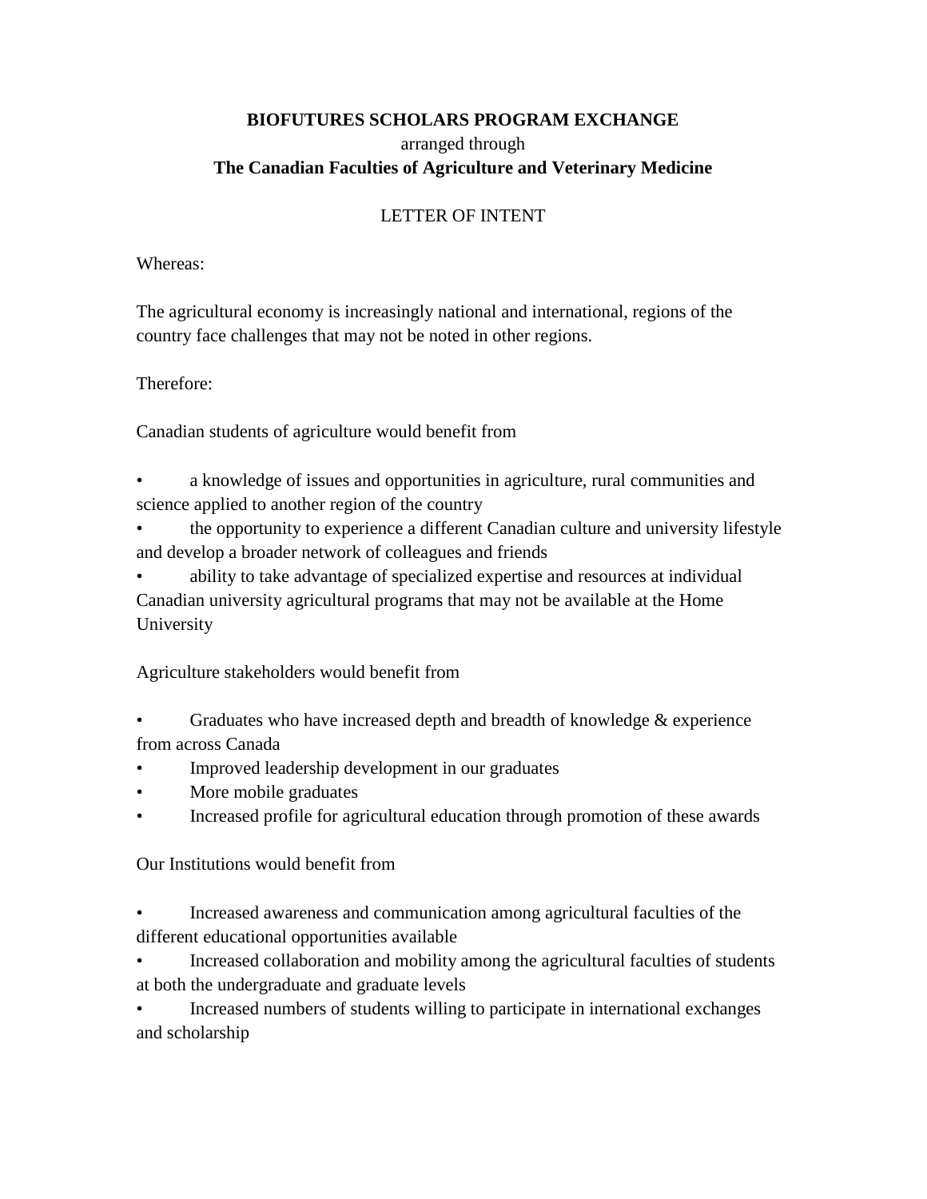**BIOFUTURES SCHOLARS PROGRAM EXCHANGE**

arranged through

**The Canadian Faculties of Agriculture and Veterinary Medicine**

LETTER OF INTENT

Whereas:

The agricultural economy is increasingly national and international, regions of the country face challenges that may not be noted in other regions.

Therefore:

Canadian students of agriculture would benefit from

- a knowledge of issues and opportunities in agriculture, rural communities and science applied to another region of the country
- the opportunity to experience a different Canadian culture and university lifestyle and develop a broader network of colleagues and friends
- ability to take advantage of specialized expertise and resources at individual Canadian university agricultural programs that may not be available at the Home University

Agriculture stakeholders would benefit from

- Graduates who have increased depth and breadth of knowledge & experience from across Canada
- Improved leadership development in our graduates
- More mobile graduates
- Increased profile for agricultural education through promotion of these awards

Our Institutions would benefit from

- Increased awareness and communication among agricultural faculties of the different educational opportunities available
- Increased collaboration and mobility among the agricultural faculties of students at both the undergraduate and graduate levels
- Increased numbers of students willing to participate in international exchanges and scholarship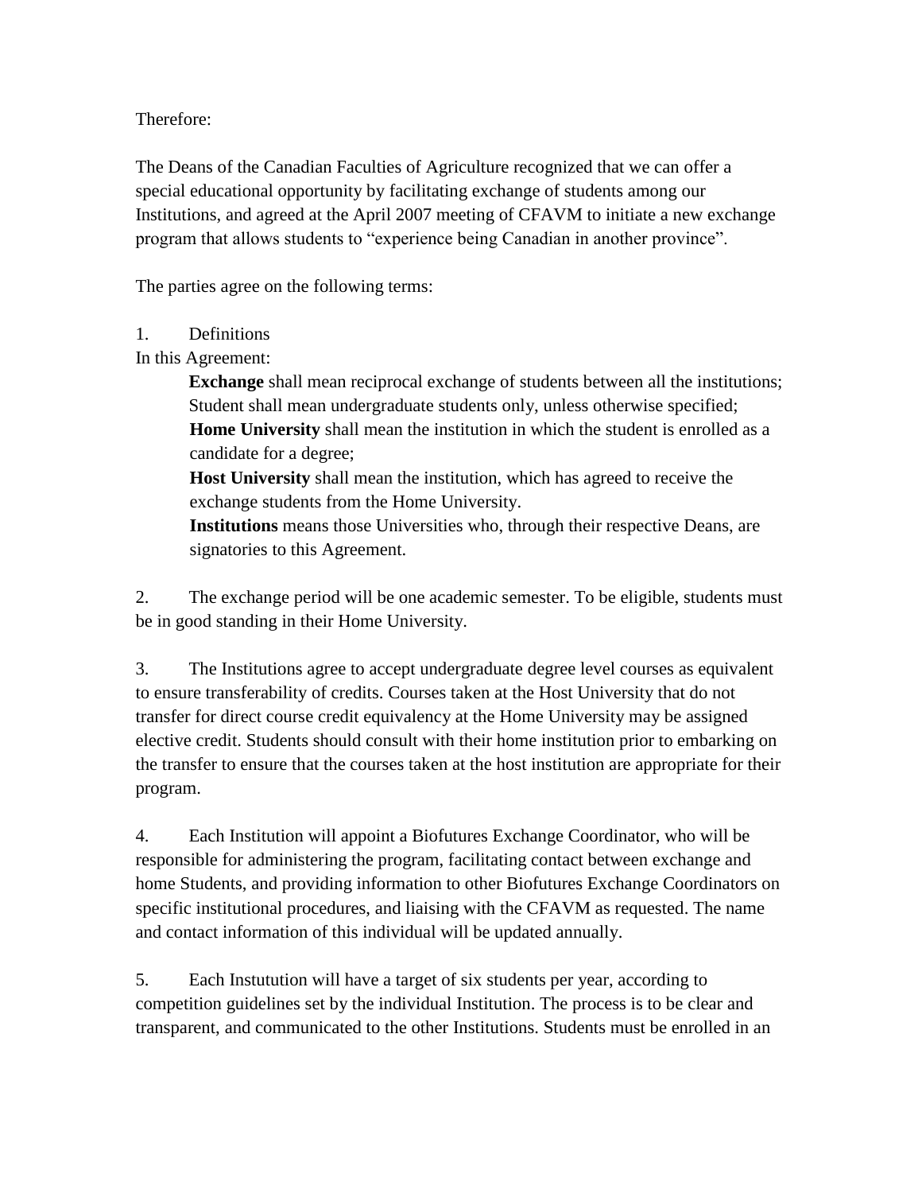Therefore:

The Deans of the Canadian Faculties of Agriculture recognized that we can offer a special educational opportunity by facilitating exchange of students among our Institutions, and agreed at the April 2007 meeting of CFAVM to initiate a new exchange program that allows students to "experience being Canadian in another province".

The parties agree on the following terms:

1. Definitions

In this Agreement:

> **Exchange** shall mean reciprocal exchange of students between all the institutions;
> Student shall mean undergraduate students only, unless otherwise specified;
> **Home University** shall mean the institution in which the student is enrolled as a candidate for a degree;
> **Host University** shall mean the institution, which has agreed to receive the exchange students from the Home University.
> **Institutions** means those Universities who, through their respective Deans, are signatories to this Agreement.

2. The exchange period will be one academic semester. To be eligible, students must be in good standing in their Home University.

3. The Institutions agree to accept undergraduate degree level courses as equivalent to ensure transferability of credits. Courses taken at the Host University that do not transfer for direct course credit equivalency at the Home University may be assigned elective credit. Students should consult with their home institution prior to embarking on the transfer to ensure that the courses taken at the host institution are appropriate for their program.

4. Each Institution will appoint a Biofutures Exchange Coordinator, who will be responsible for administering the program, facilitating contact between exchange and home Students, and providing information to other Biofutures Exchange Coordinators on specific institutional procedures, and liaising with the CFAVM as requested. The name and contact information of this individual will be updated annually.

5. Each Instutution will have a target of six students per year, according to competition guidelines set by the individual Institution. The process is to be clear and transparent, and communicated to the other Institutions. Students must be enrolled in an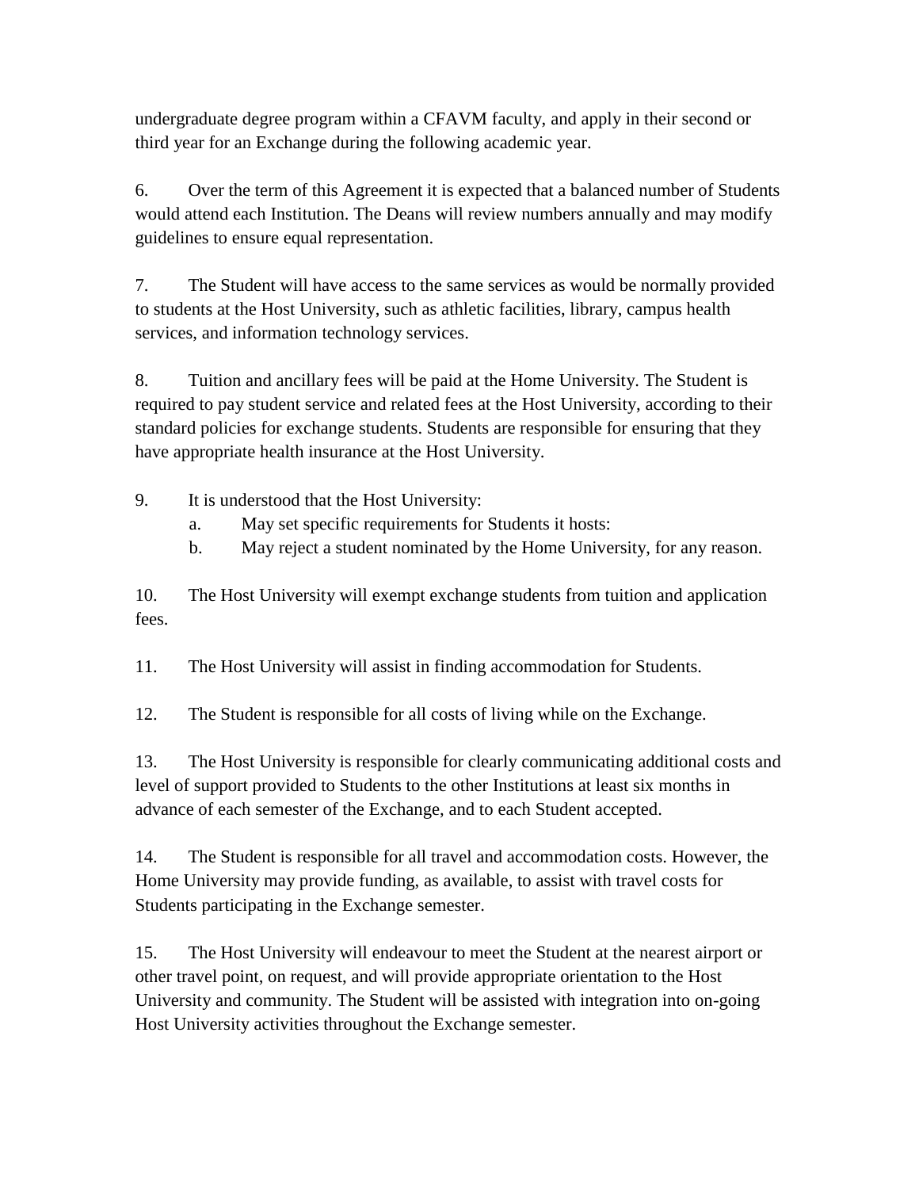undergraduate degree program within a CFAVM faculty, and apply in their second or third year for an Exchange during the following academic year.

6. Over the term of this Agreement it is expected that a balanced number of Students would attend each Institution. The Deans will review numbers annually and may modify guidelines to ensure equal representation.

7. The Student will have access to the same services as would be normally provided to students at the Host University, such as athletic facilities, library, campus health services, and information technology services.

8. Tuition and ancillary fees will be paid at the Home University. The Student is required to pay student service and related fees at the Host University, according to their standard policies for exchange students. Students are responsible for ensuring that they have appropriate health insurance at the Host University.

9. It is understood that the Host University:
   a. May set specific requirements for Students it hosts:
   b. May reject a student nominated by the Home University, for any reason.

10. The Host University will exempt exchange students from tuition and application fees.

11. The Host University will assist in finding accommodation for Students.

12. The Student is responsible for all costs of living while on the Exchange.

13. The Host University is responsible for clearly communicating additional costs and level of support provided to Students to the other Institutions at least six months in advance of each semester of the Exchange, and to each Student accepted.

14. The Student is responsible for all travel and accommodation costs. However, the Home University may provide funding, as available, to assist with travel costs for Students participating in the Exchange semester.

15. The Host University will endeavour to meet the Student at the nearest airport or other travel point, on request, and will provide appropriate orientation to the Host University and community. The Student will be assisted with integration into on-going Host University activities throughout the Exchange semester.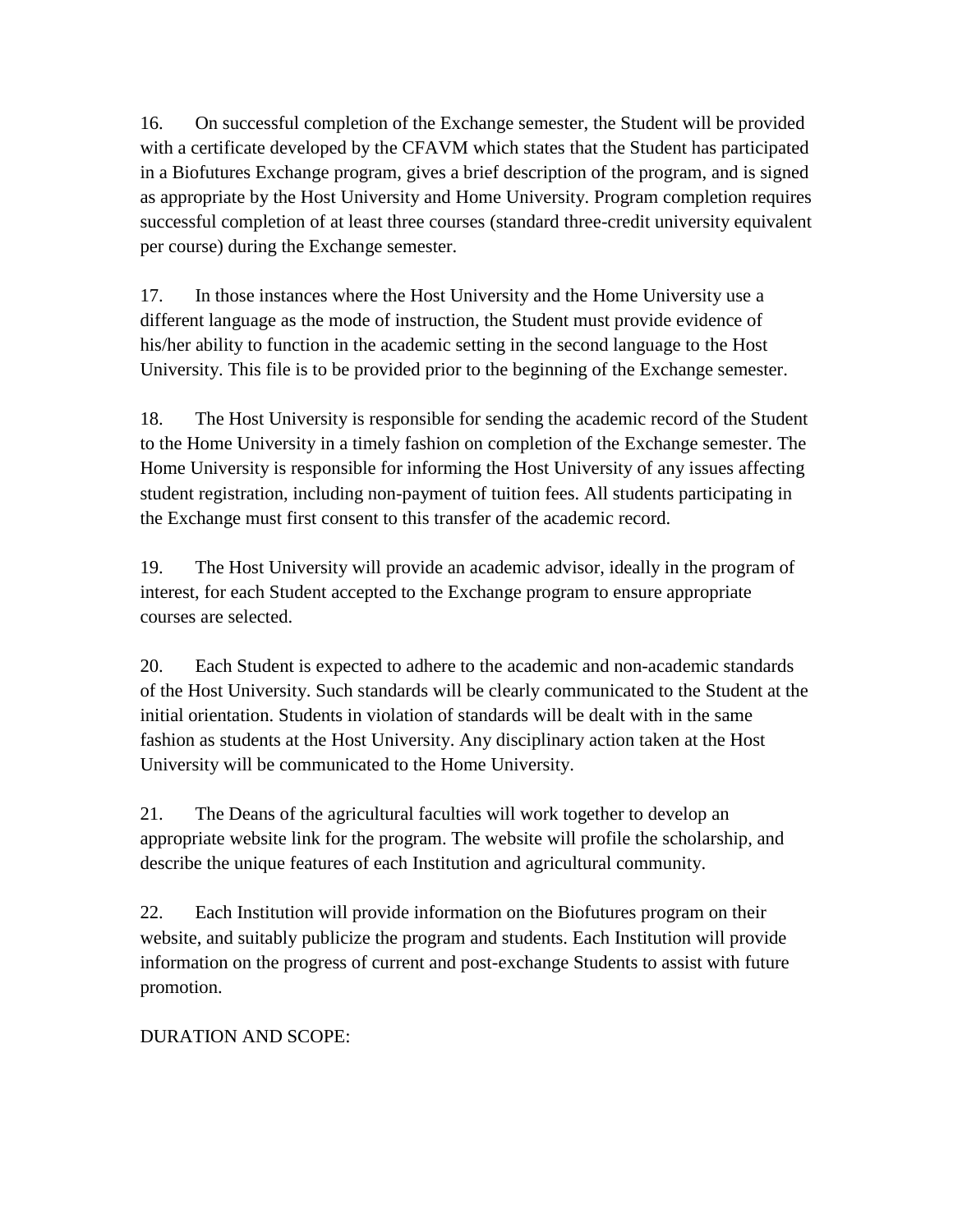16. On successful completion of the Exchange semester, the Student will be provided with a certificate developed by the CFAVM which states that the Student has participated in a Biofutures Exchange program, gives a brief description of the program, and is signed as appropriate by the Host University and Home University. Program completion requires successful completion of at least three courses (standard three-credit university equivalent per course) during the Exchange semester.

17. In those instances where the Host University and the Home University use a different language as the mode of instruction, the Student must provide evidence of his/her ability to function in the academic setting in the second language to the Host University. This file is to be provided prior to the beginning of the Exchange semester.

18. The Host University is responsible for sending the academic record of the Student to the Home University in a timely fashion on completion of the Exchange semester. The Home University is responsible for informing the Host University of any issues affecting student registration, including non-payment of tuition fees. All students participating in the Exchange must first consent to this transfer of the academic record.

19. The Host University will provide an academic advisor, ideally in the program of interest, for each Student accepted to the Exchange program to ensure appropriate courses are selected.

20. Each Student is expected to adhere to the academic and non-academic standards of the Host University. Such standards will be clearly communicated to the Student at the initial orientation. Students in violation of standards will be dealt with in the same fashion as students at the Host University. Any disciplinary action taken at the Host University will be communicated to the Home University.

21. The Deans of the agricultural faculties will work together to develop an appropriate website link for the program. The website will profile the scholarship, and describe the unique features of each Institution and agricultural community.

22. Each Institution will provide information on the Biofutures program on their website, and suitably publicize the program and students. Each Institution will provide information on the progress of current and post-exchange Students to assist with future promotion.

DURATION AND SCOPE: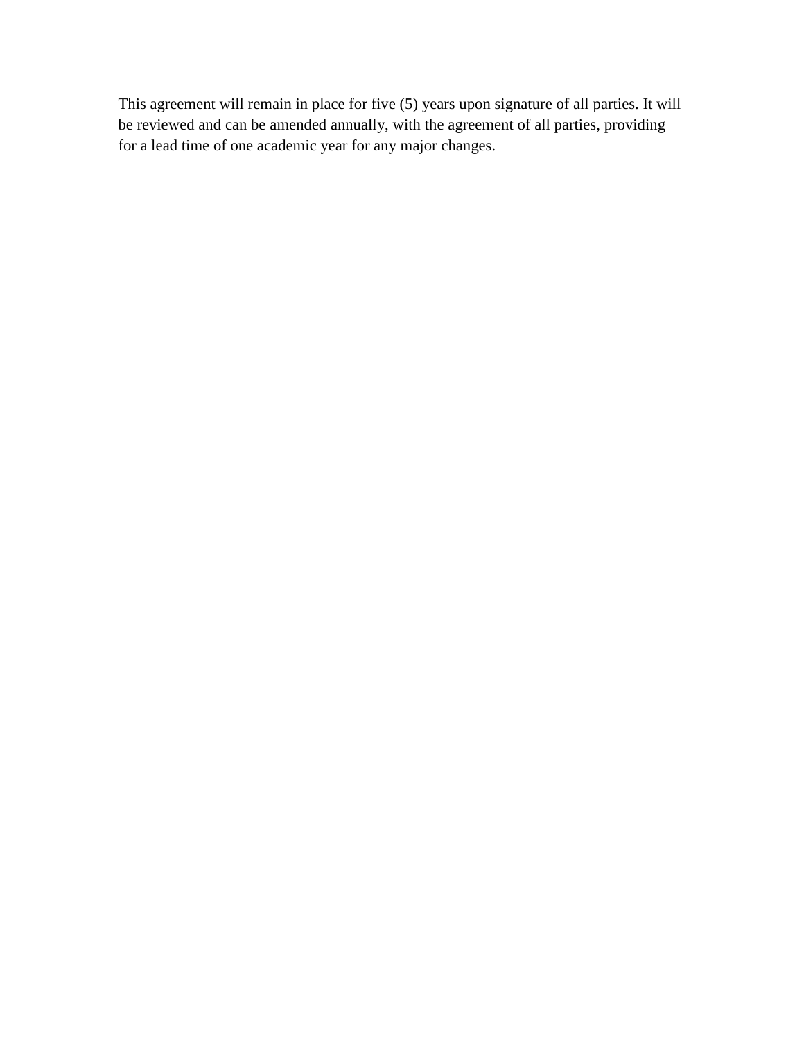This agreement will remain in place for five (5) years upon signature of all parties. It will be reviewed and can be amended annually, with the agreement of all parties, providing for a lead time of one academic year for any major changes.